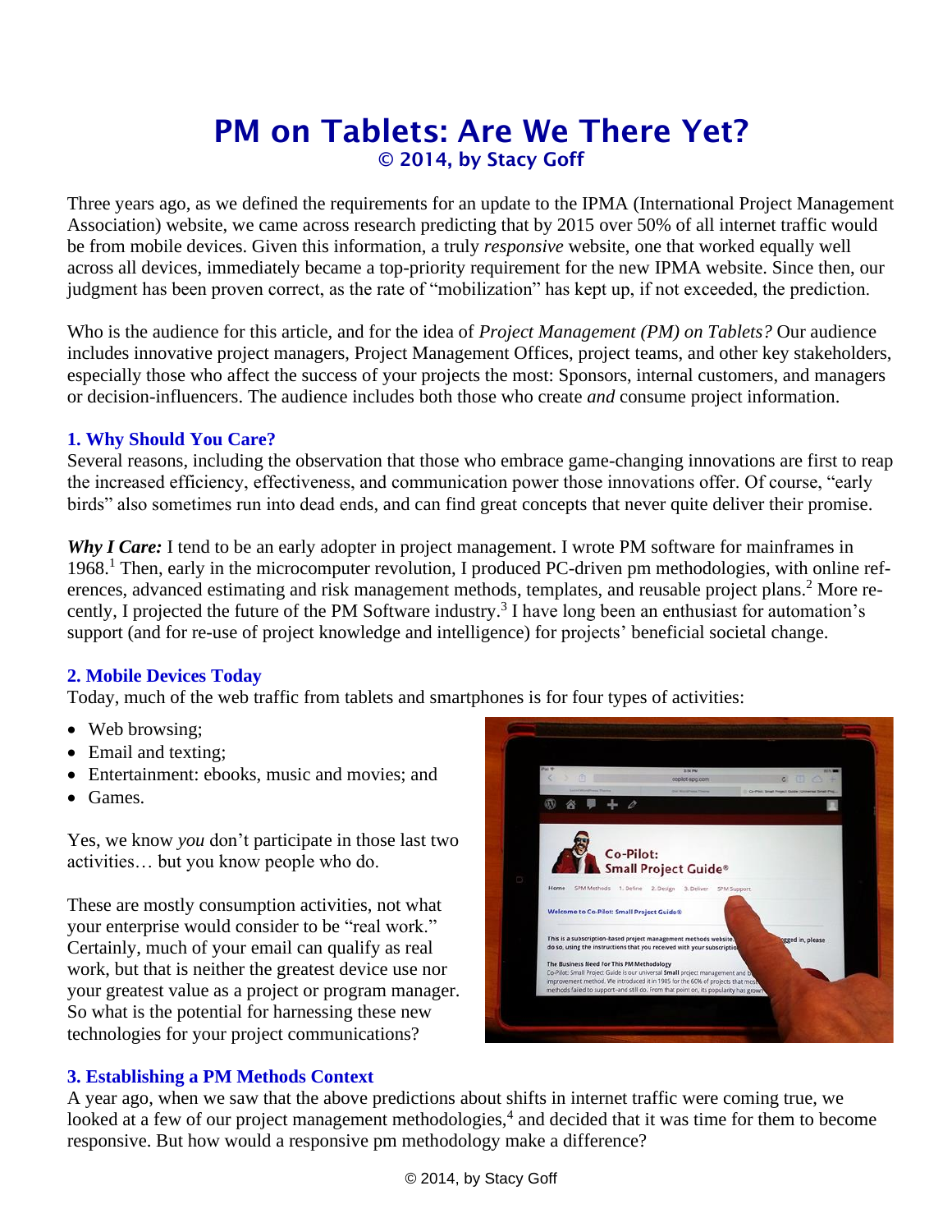# PM on Tablets: Are We There Yet?

**© 2014, by Stacy Goff**

Three years ago, as we defined the requirements for an update to the IPMA (International Project Management Association) website, we came across research predicting that by 2015 over 50% of all internet traffic would be from mobile devices. Given this information, a truly *responsive* website, one that worked equally well across all devices, immediately became a top-priority requirement for the new IPMA website. Since then, our judgment has been proven correct, as the rate of "mobilization" has kept up, if not exceeded, the prediction.

Who is the audience for this article, and for the idea of *Project Management (PM) on Tablets?* Our audience includes innovative project managers, Project Management Offices, project teams, and other key stakeholders, especially those who affect the success of your projects the most: Sponsors, internal customers, and managers or decision-influencers. The audience includes both those who create *and* consume project information.

## 1. Why Should You Care?

Several reasons, including the observation that those who embrace game-changing innovations are first to reap the increased efficiency, effectiveness, and communication power those innovations offer. Of course, "early birds" also sometimes run into dead ends, and can find great concepts that never quite deliver their promise.

***Why I Care:*** I tend to be an early adopter in project management. I wrote PM software for mainframes in 1968.[1] Then, early in the microcomputer revolution, I produced PC-driven pm methodologies, with online references, advanced estimating and risk management methods, templates, and reusable project plans.[2] More recently, I projected the future of the PM Software industry.[3] I have long been an enthusiast for automation's support (and for re-use of project knowledge and intelligence) for projects' beneficial societal change.

## 2. Mobile Devices Today

Today, much of the web traffic from tablets and smartphones is for four types of activities:

- Web browsing;
- Email and texting;
- Entertainment: ebooks, music and movies; and
- Games.

Yes, we know *you* don't participate in those last two activities… but you know people who do.

These are mostly consumption activities, not what your enterprise would consider to be "real work." Certainly, much of your email can qualify as real work, but that is neither the greatest device use nor your greatest value as a project or program manager. So what is the potential for harnessing these new technologies for your project communications?

## 3. Establishing a PM Methods Context

A year ago, when we saw that the above predictions about shifts in internet traffic were coming true, we looked at a few of our project management methodologies,[4] and decided that it was time for them to become responsive. But how would a responsive pm methodology make a difference?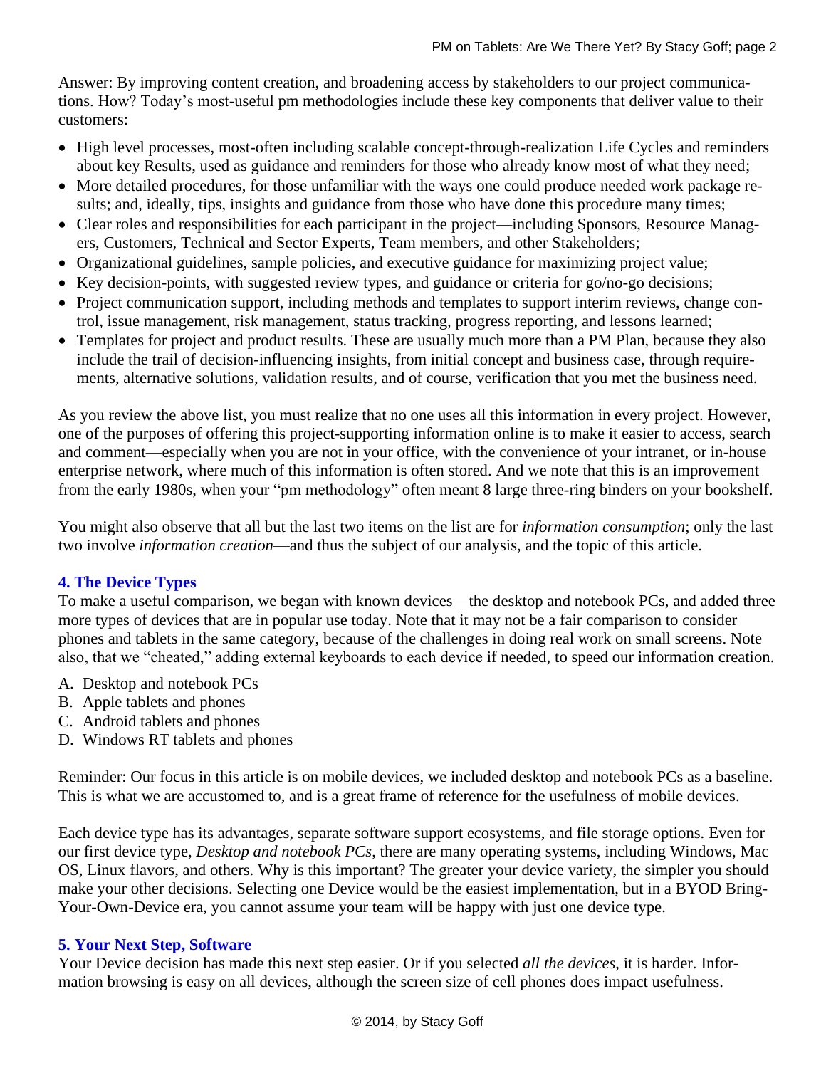Answer: By improving content creation, and broadening access by stakeholders to our project communications. How? Today's most-useful pm methodologies include these key components that deliver value to their customers:

- High level processes, most-often including scalable concept-through-realization Life Cycles and reminders about key Results, used as guidance and reminders for those who already know most of what they need;
- More detailed procedures, for those unfamiliar with the ways one could produce needed work package results; and, ideally, tips, insights and guidance from those who have done this procedure many times;
- Clear roles and responsibilities for each participant in the project—including Sponsors, Resource Managers, Customers, Technical and Sector Experts, Team members, and other Stakeholders;
- Organizational guidelines, sample policies, and executive guidance for maximizing project value;
- Key decision-points, with suggested review types, and guidance or criteria for go/no-go decisions;
- Project communication support, including methods and templates to support interim reviews, change control, issue management, risk management, status tracking, progress reporting, and lessons learned;
- Templates for project and product results. These are usually much more than a PM Plan, because they also include the trail of decision-influencing insights, from initial concept and business case, through requirements, alternative solutions, validation results, and of course, verification that you met the business need.

As you review the above list, you must realize that no one uses all this information in every project. However, one of the purposes of offering this project-supporting information online is to make it easier to access, search and comment—especially when you are not in your office, with the convenience of your intranet, or in-house enterprise network, where much of this information is often stored. And we note that this is an improvement from the early 1980s, when your "pm methodology" often meant 8 large three-ring binders on your bookshelf.

You might also observe that all but the last two items on the list are for *information consumption*; only the last two involve *information creation*—and thus the subject of our analysis, and the topic of this article.

### 4. The Device Types

To make a useful comparison, we began with known devices—the desktop and notebook PCs, and added three more types of devices that are in popular use today. Note that it may not be a fair comparison to consider phones and tablets in the same category, because of the challenges in doing real work on small screens. Note also, that we "cheated," adding external keyboards to each device if needed, to speed our information creation.

A. Desktop and notebook PCs
B. Apple tablets and phones
C. Android tablets and phones
D. Windows RT tablets and phones

Reminder: Our focus in this article is on mobile devices, we included desktop and notebook PCs as a baseline. This is what we are accustomed to, and is a great frame of reference for the usefulness of mobile devices.

Each device type has its advantages, separate software support ecosystems, and file storage options. Even for our first device type, *Desktop and notebook PCs*, there are many operating systems, including Windows, Mac OS, Linux flavors, and others. Why is this important? The greater your device variety, the simpler you should make your other decisions. Selecting one Device would be the easiest implementation, but in a BYOD Bring-Your-Own-Device era, you cannot assume your team will be happy with just one device type.

### 5. Your Next Step, Software

Your Device decision has made this next step easier. Or if you selected *all the devices*, it is harder. Information browsing is easy on all devices, although the screen size of cell phones does impact usefulness.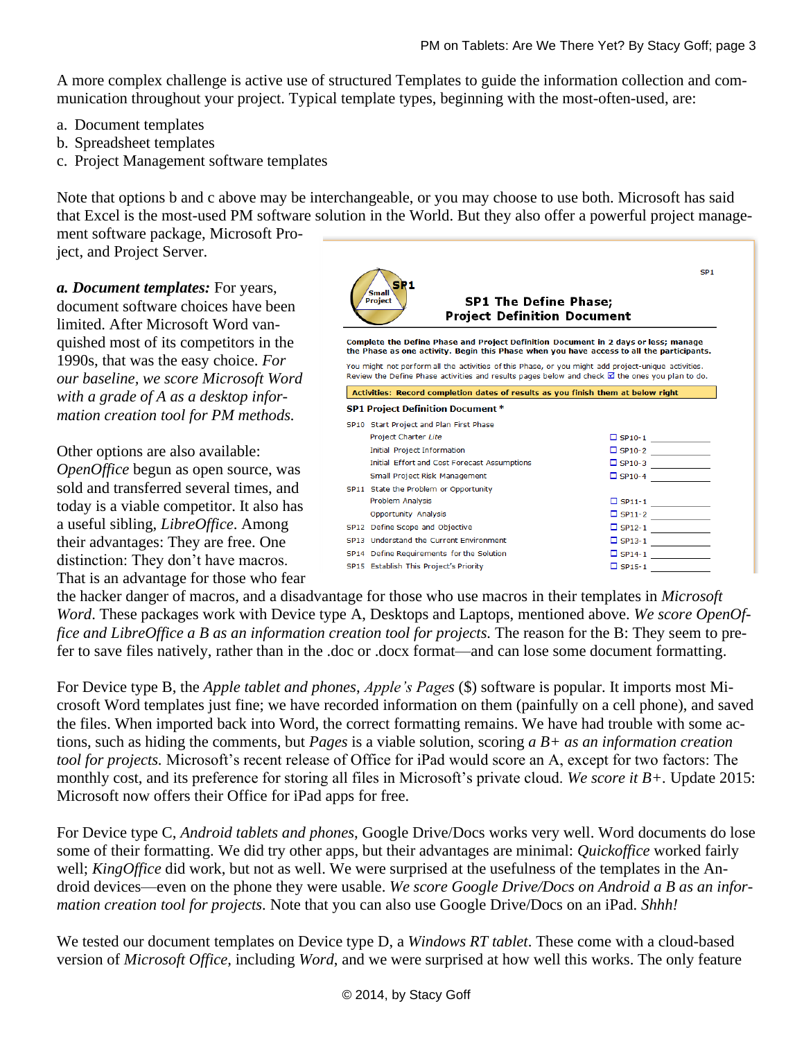A more complex challenge is active use of structured Templates to guide the information collection and communication throughout your project. Typical template types, beginning with the most-often-used, are:

a. Document templates
b. Spreadsheet templates
c. Project Management software templates

Note that options b and c above may be interchangeable, or you may choose to use both. Microsoft has said that Excel is the most-used PM software solution in the World. But they also offer a powerful project management software package, Microsoft Project, and Project Server.

***a. Document templates:*** For years, document software choices have been limited. After Microsoft Word vanquished most of its competitors in the 1990s, that was the easy choice. *For our baseline, we score Microsoft Word with a grade of A as a desktop information creation tool for PM methods.*

SP1

Small Project SP1

**SP1 The Define Phase; Project Definition Document**

**Complete the Define Phase and Project Definition Document in 2 days or less; manage the Phase as one activity. Begin this Phase when you have access to all the participants.**

You might not perform all the activities of this Phase, or you might add project-unique activities. Review the Define Phase activities and results pages below and check ☑ the ones you plan to do.

**Activities: Record completion dates of results as you finish them at below right**

**SP1 Project Definition Document \***

| | | | |
|---|---|---|---|
| SP10 | Start Project and Plan First Phase | | |
| | Project Charter *Lite* | ☐ SP10-1 | |
| | Initial Project Information | ☐ SP10-2 | |
| | Initial Effort and Cost Forecast Assumptions | ☐ SP10-3 | |
| | Small Project Risk Management | ☐ SP10-4 | |
| SP11 | State the Problem or Opportunity | | |
| | Problem Analysis | ☐ SP11-1 | |
| | Opportunity Analysis | ☐ SP11-2 | |
| SP12 | Define Scope and Objective | ☐ SP12-1 | |
| SP13 | Understand the Current Environment | ☐ SP13-1 | |
| SP14 | Define Requirements for the Solution | ☐ SP14-1 | |
| SP15 | Establish This Project's Priority | ☐ SP15-1 | |

Other options are also available: *OpenOffice* begun as open source, was sold and transferred several times, and today is a viable competitor. It also has a useful sibling, *LibreOffice*. Among their advantages: They are free. One distinction: They don't have macros. That is an advantage for those who fear the hacker danger of macros, and a disadvantage for those who use macros in their templates in *Microsoft Word*. These packages work with Device type A, Desktops and Laptops, mentioned above. *We score OpenOffice and LibreOffice a B as an information creation tool for projects.* The reason for the B: They seem to prefer to save files natively, rather than in the .doc or .docx format—and can lose some document formatting.

For Device type B, the *Apple tablet and phones*, *Apple's Pages* ($) software is popular. It imports most Microsoft Word templates just fine; we have recorded information on them (painfully on a cell phone), and saved the files. When imported back into Word, the correct formatting remains. We have had trouble with some actions, such as hiding the comments, but *Pages* is a viable solution, scoring *a B+ as an information creation tool for projects.* Microsoft's recent release of Office for iPad would score an A, except for two factors: The monthly cost, and its preference for storing all files in Microsoft's private cloud. *We score it B+*. Update 2015: Microsoft now offers their Office for iPad apps for free.

For Device type C, *Android tablets and phones*, Google Drive/Docs works very well. Word documents do lose some of their formatting. We did try other apps, but their advantages are minimal: *Quickoffice* worked fairly well; *KingOffice* did work, but not as well. We were surprised at the usefulness of the templates in the Android devices—even on the phone they were usable. *We score Google Drive/Docs on Android a B as an information creation tool for projects.* Note that you can also use Google Drive/Docs on an iPad. *Shhh!*

We tested our document templates on Device type D, a *Windows RT tablet*. These come with a cloud-based version of *Microsoft Office,* including *Word*, and we were surprised at how well this works. The only feature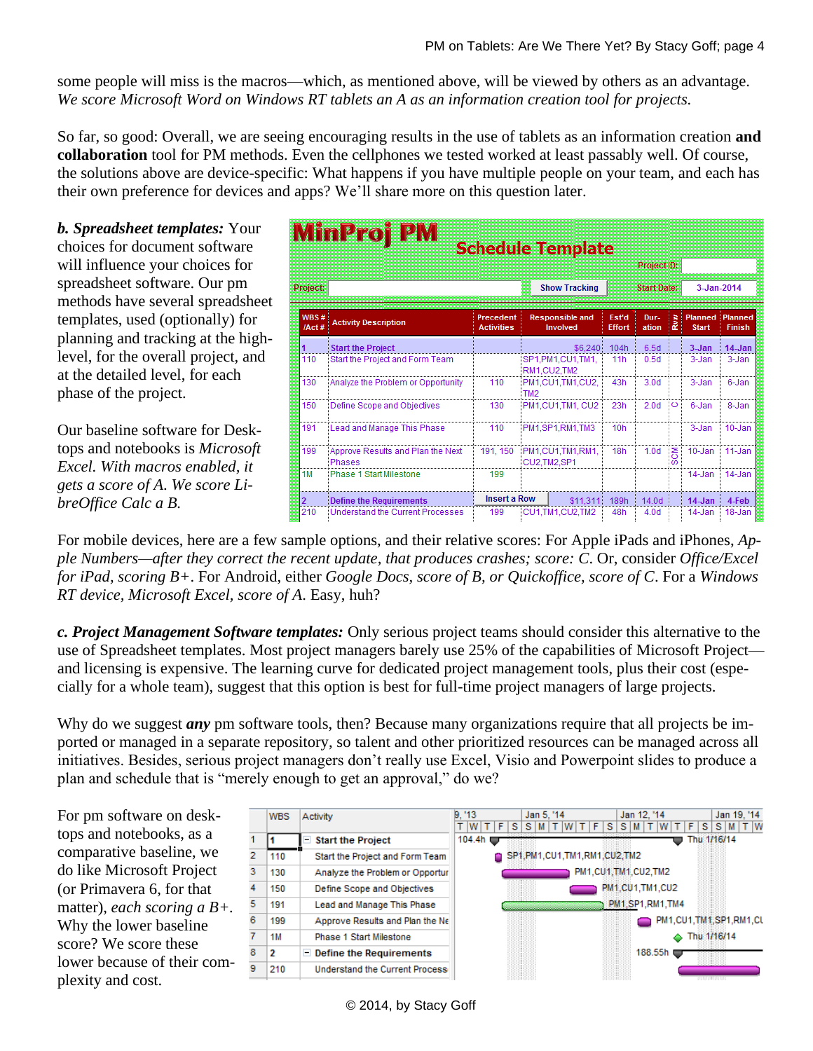some people will miss is the macros—which, as mentioned above, will be viewed by others as an advantage. *We score Microsoft Word on Windows RT tablets an A as an information creation tool for projects.*

So far, so good: Overall, we are seeing encouraging results in the use of tablets as an information creation **and collaboration** tool for PM methods. Even the cellphones we tested worked at least passably well. Of course, the solutions above are device-specific: What happens if you have multiple people on your team, and each has their own preference for devices and apps? We'll share more on this question later.

***b. Spreadsheet templates:*** Your choices for document software will influence your choices for spreadsheet software. Our pm methods have several spreadsheet templates, used (optionally) for planning and tracking at the high-level, for the overall project, and at the detailed level, for each phase of the project.

Our baseline software for Desktops and notebooks is *Microsoft Excel. With macros enabled, it gets a score of A. We score LibreOffice Calc a B.*

For mobile devices, here are a few sample options, and their relative scores: For Apple iPads and iPhones, *Apple Numbers—after they correct the recent update, that produces crashes; score: C.* Or, consider *Office/Excel for iPad, scoring B+.* For Android, either *Google Docs, score of B, or Quickoffice, score of C.* For a *Windows RT device, Microsoft Excel, score of A.* Easy, huh?

***c. Project Management Software templates:*** Only serious project teams should consider this alternative to the use of Spreadsheet templates. Most project managers barely use 25% of the capabilities of Microsoft Project—and licensing is expensive. The learning curve for dedicated project management tools, plus their cost (especially for a whole team), suggest that this option is best for full-time project managers of large projects.

Why do we suggest ***any*** pm software tools, then? Because many organizations require that all projects be imported or managed in a separate repository, so talent and other prioritized resources can be managed across all initiatives. Besides, serious project managers don't really use Excel, Visio and Powerpoint slides to produce a plan and schedule that is "merely enough to get an approval," do we?

For pm software on desktops and notebooks, as a comparative baseline, we do like Microsoft Project (or Primavera 6, for that matter), *each scoring a B+.* Why the lower baseline score? We score these lower because of their complexity and cost.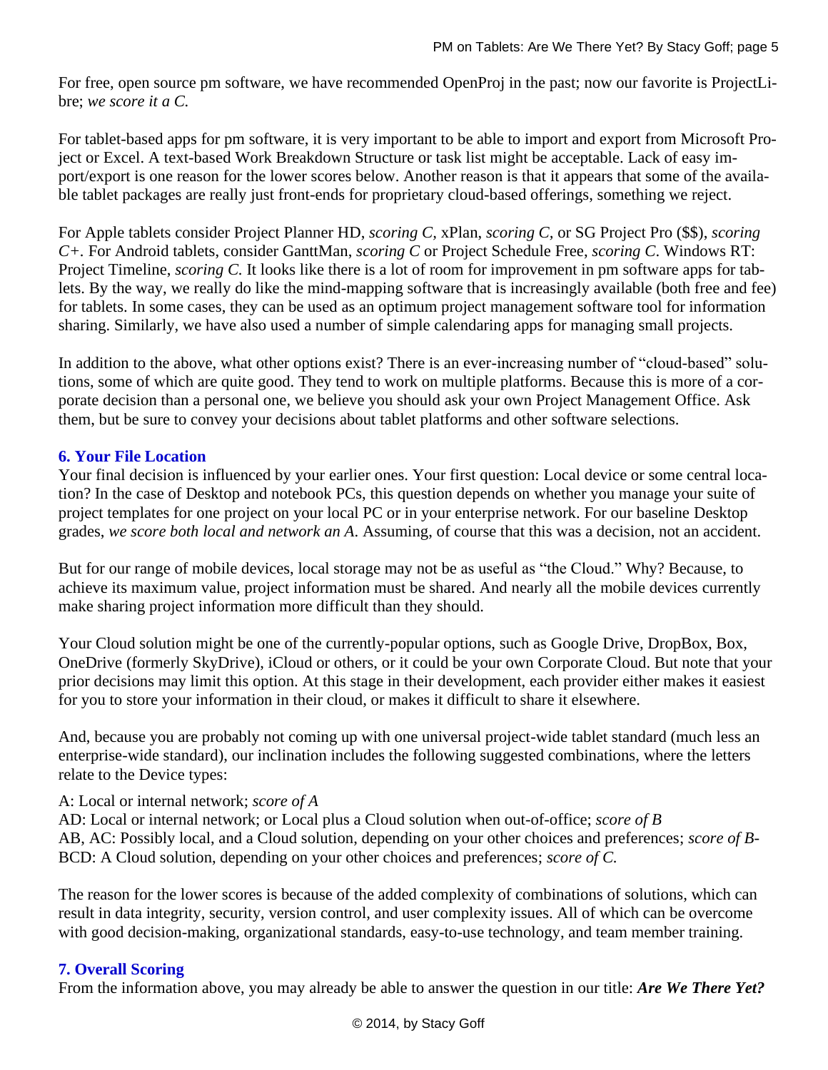For free, open source pm software, we have recommended OpenProj in the past; now our favorite is ProjectLibre; *we score it a C.*

For tablet-based apps for pm software, it is very important to be able to import and export from Microsoft Project or Excel. A text-based Work Breakdown Structure or task list might be acceptable. Lack of easy import/export is one reason for the lower scores below. Another reason is that it appears that some of the available tablet packages are really just front-ends for proprietary cloud-based offerings, something we reject.

For Apple tablets consider Project Planner HD, *scoring C*, xPlan, *scoring C*, or SG Project Pro ($$), *scoring C+*. For Android tablets, consider GanttMan, *scoring C* or Project Schedule Free, *scoring C*. Windows RT: Project Timeline, *scoring C.* It looks like there is a lot of room for improvement in pm software apps for tablets. By the way, we really do like the mind-mapping software that is increasingly available (both free and fee) for tablets. In some cases, they can be used as an optimum project management software tool for information sharing. Similarly, we have also used a number of simple calendaring apps for managing small projects.

In addition to the above, what other options exist? There is an ever-increasing number of "cloud-based" solutions, some of which are quite good. They tend to work on multiple platforms. Because this is more of a corporate decision than a personal one, we believe you should ask your own Project Management Office. Ask them, but be sure to convey your decisions about tablet platforms and other software selections.

## 6. Your File Location

Your final decision is influenced by your earlier ones. Your first question: Local device or some central location? In the case of Desktop and notebook PCs, this question depends on whether you manage your suite of project templates for one project on your local PC or in your enterprise network. For our baseline Desktop grades, *we score both local and network an A*. Assuming, of course that this was a decision, not an accident.

But for our range of mobile devices, local storage may not be as useful as "the Cloud." Why? Because, to achieve its maximum value, project information must be shared. And nearly all the mobile devices currently make sharing project information more difficult than they should.

Your Cloud solution might be one of the currently-popular options, such as Google Drive, DropBox, Box, OneDrive (formerly SkyDrive), iCloud or others, or it could be your own Corporate Cloud. But note that your prior decisions may limit this option. At this stage in their development, each provider either makes it easiest for you to store your information in their cloud, or makes it difficult to share it elsewhere.

And, because you are probably not coming up with one universal project-wide tablet standard (much less an enterprise-wide standard), our inclination includes the following suggested combinations, where the letters relate to the Device types:

A: Local or internal network; *score of A*
AD: Local or internal network; or Local plus a Cloud solution when out-of-office; *score of B*
AB, AC: Possibly local, and a Cloud solution, depending on your other choices and preferences; *score of B-*
BCD: A Cloud solution, depending on your other choices and preferences; *score of C.*

The reason for the lower scores is because of the added complexity of combinations of solutions, which can result in data integrity, security, version control, and user complexity issues. All of which can be overcome with good decision-making, organizational standards, easy-to-use technology, and team member training.

## 7. Overall Scoring

From the information above, you may already be able to answer the question in our title: ***Are We There Yet?***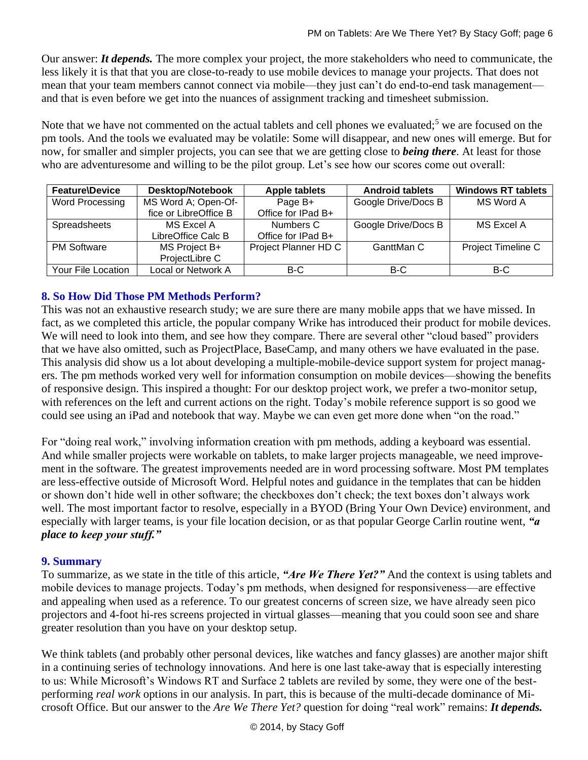Our answer: ***It depends.*** The more complex your project, the more stakeholders who need to communicate, the less likely it is that that you are close-to-ready to use mobile devices to manage your projects. That does not mean that your team members cannot connect via mobile—they just can't do end-to-end task management—and that is even before we get into the nuances of assignment tracking and timesheet submission.

Note that we have not commented on the actual tablets and cell phones we evaluated;[5] we are focused on the pm tools. And the tools we evaluated may be volatile: Some will disappear, and new ones will emerge. But for now, for smaller and simpler projects, you can see that we are getting close to ***being there***. At least for those who are adventuresome and willing to be the pilot group. Let's see how our scores come out overall:

| Feature\Device | Desktop/Notebook | Apple tablets | Android tablets | Windows RT tablets |
|---|---|---|---|---|
| Word Processing | MS Word A; Open-Office or LibreOffice B | Page B+ Office for IPad B+ | Google Drive/Docs B | MS Word A |
| Spreadsheets | MS Excel A LibreOffice Calc B | Numbers C Office for IPad B+ | Google Drive/Docs B | MS Excel A |
| PM Software | MS Project B+ ProjectLibre C | Project Planner HD C | GanttMan C | Project Timeline C |
| Your File Location | Local or Network A | B-C | B-C | B-C |

## 8. So How Did Those PM Methods Perform?

This was not an exhaustive research study; we are sure there are many mobile apps that we have missed. In fact, as we completed this article, the popular company Wrike has introduced their product for mobile devices. We will need to look into them, and see how they compare. There are several other "cloud based" providers that we have also omitted, such as ProjectPlace, BaseCamp, and many others we have evaluated in the pase. This analysis did show us a lot about developing a multiple-mobile-device support system for project managers. The pm methods worked very well for information consumption on mobile devices—showing the benefits of responsive design. This inspired a thought: For our desktop project work, we prefer a two-monitor setup, with references on the left and current actions on the right. Today's mobile reference support is so good we could see using an iPad and notebook that way. Maybe we can even get more done when "on the road."

For "doing real work," involving information creation with pm methods, adding a keyboard was essential. And while smaller projects were workable on tablets, to make larger projects manageable, we need improvement in the software. The greatest improvements needed are in word processing software. Most PM templates are less-effective outside of Microsoft Word. Helpful notes and guidance in the templates that can be hidden or shown don't hide well in other software; the checkboxes don't check; the text boxes don't always work well. The most important factor to resolve, especially in a BYOD (Bring Your Own Device) environment, and especially with larger teams, is your file location decision, or as that popular George Carlin routine went, ***"a place to keep your stuff."***

## 9. Summary

To summarize, as we state in the title of this article, ***"Are We There Yet?"*** And the context is using tablets and mobile devices to manage projects. Today's pm methods, when designed for responsiveness—are effective and appealing when used as a reference. To our greatest concerns of screen size, we have already seen pico projectors and 4-foot hi-res screens projected in virtual glasses—meaning that you could soon see and share greater resolution than you have on your desktop setup.

We think tablets (and probably other personal devices, like watches and fancy glasses) are another major shift in a continuing series of technology innovations. And here is one last take-away that is especially interesting to us: While Microsoft's Windows RT and Surface 2 tablets are reviled by some, they were one of the best-performing *real work* options in our analysis. In part, this is because of the multi-decade dominance of Microsoft Office. But our answer to the *Are We There Yet?* question for doing "real work" remains: ***It depends.***

© 2014, by Stacy Goff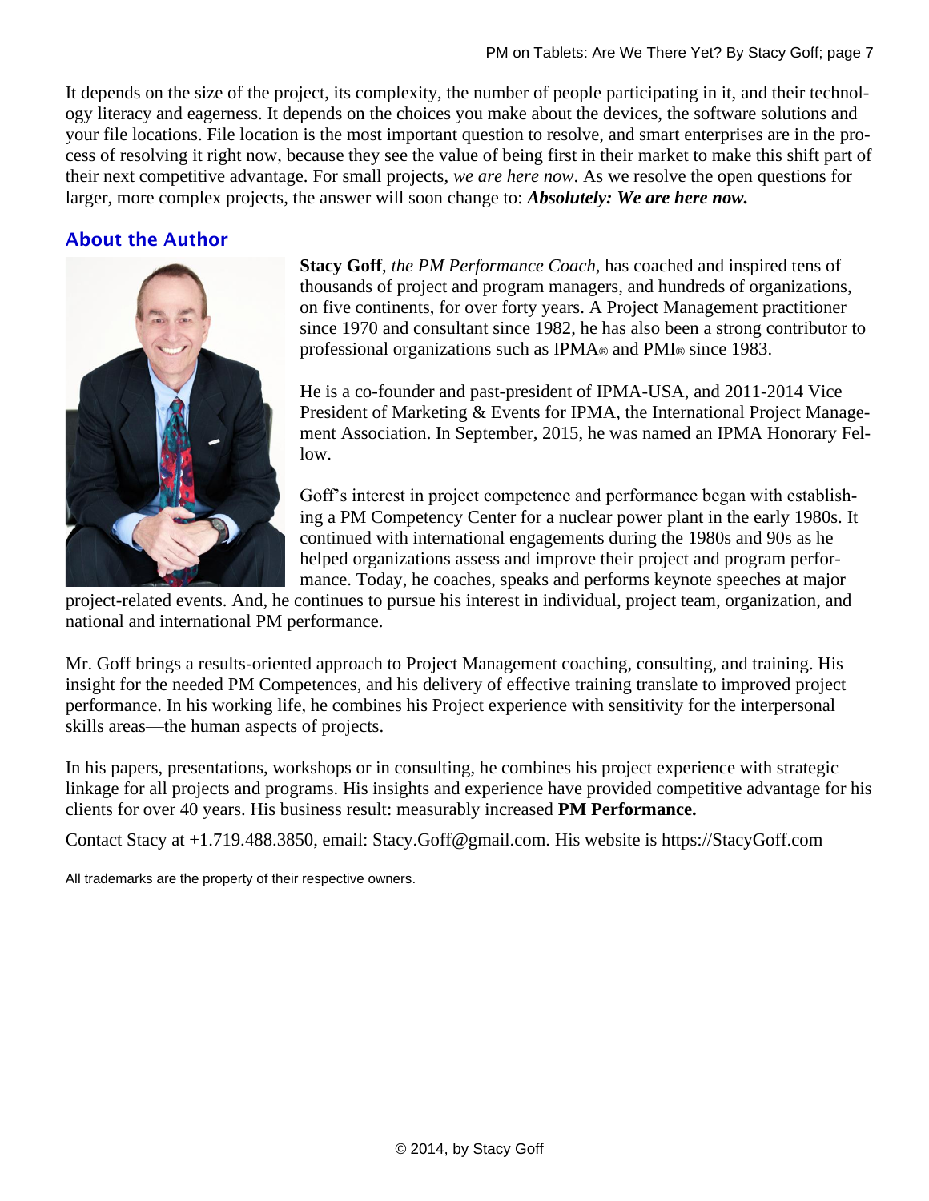It depends on the size of the project, its complexity, the number of people participating in it, and their technology literacy and eagerness. It depends on the choices you make about the devices, the software solutions and your file locations. File location is the most important question to resolve, and smart enterprises are in the process of resolving it right now, because they see the value of being first in their market to make this shift part of their next competitive advantage. For small projects, *we are here now*. As we resolve the open questions for larger, more complex projects, the answer will soon change to: ***Absolutely: We are here now.***

## About the Author

**Stacy Goff**, *the PM Performance Coach*, has coached and inspired tens of thousands of project and program managers, and hundreds of organizations, on five continents, for over forty years. A Project Management practitioner since 1970 and consultant since 1982, he has also been a strong contributor to professional organizations such as IPMA® and PMI® since 1983.

He is a co-founder and past-president of IPMA-USA, and 2011-2014 Vice President of Marketing & Events for IPMA, the International Project Management Association. In September, 2015, he was named an IPMA Honorary Fellow.

Goff's interest in project competence and performance began with establishing a PM Competency Center for a nuclear power plant in the early 1980s. It continued with international engagements during the 1980s and 90s as he helped organizations assess and improve their project and program performance. Today, he coaches, speaks and performs keynote speeches at major project-related events. And, he continues to pursue his interest in individual, project team, organization, and national and international PM performance.

Mr. Goff brings a results-oriented approach to Project Management coaching, consulting, and training. His insight for the needed PM Competences, and his delivery of effective training translate to improved project performance. In his working life, he combines his Project experience with sensitivity for the interpersonal skills areas—the human aspects of projects.

In his papers, presentations, workshops or in consulting, he combines his project experience with strategic linkage for all projects and programs. His insights and experience have provided competitive advantage for his clients for over 40 years. His business result: measurably increased **PM Performance.**

Contact Stacy at +1.719.488.3850, email: Stacy.Goff@gmail.com. His website is https://StacyGoff.com

All trademarks are the property of their respective owners.

© 2014, by Stacy Goff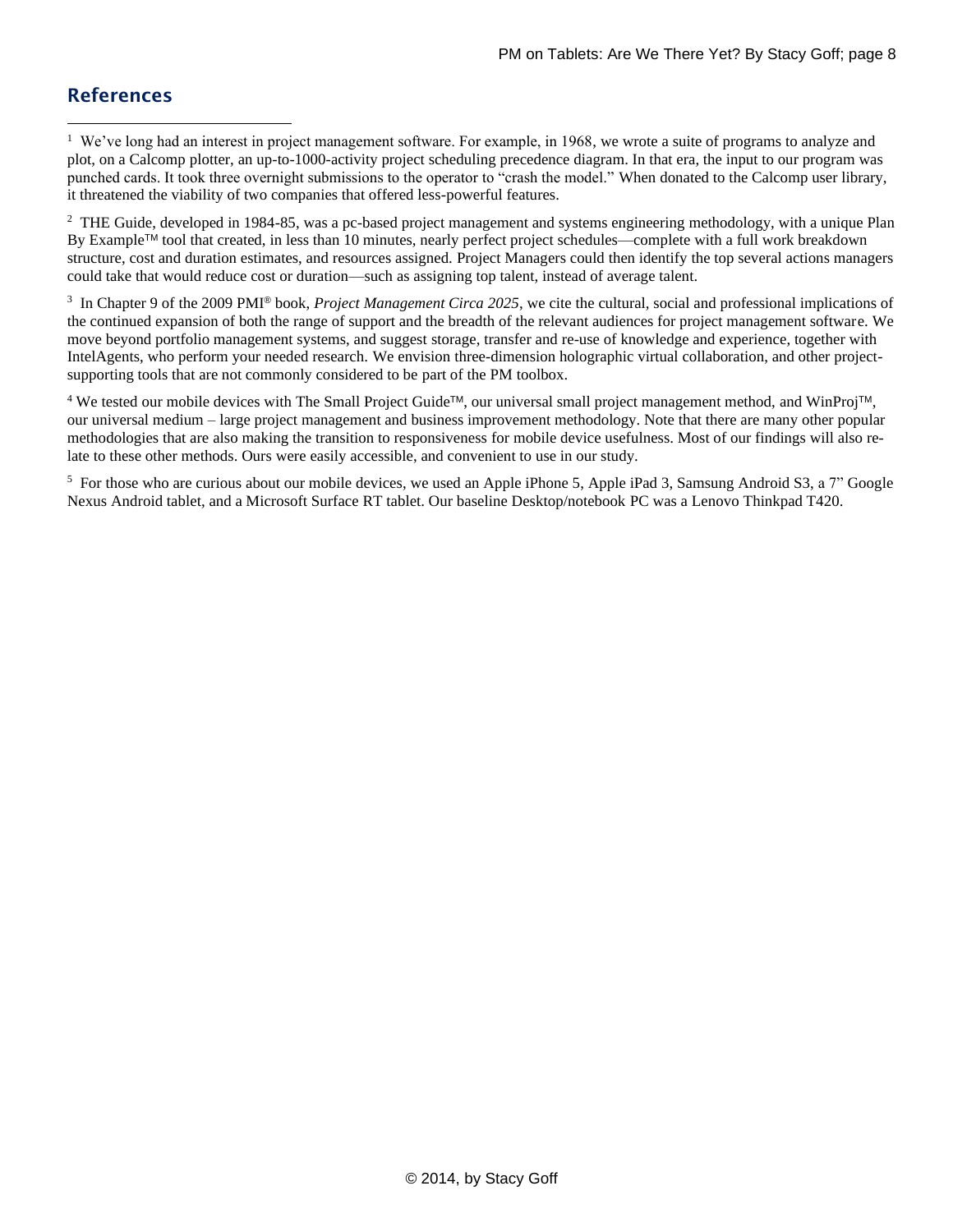## References

[1] We've long had an interest in project management software. For example, in 1968, we wrote a suite of programs to analyze and plot, on a Calcomp plotter, an up-to-1000-activity project scheduling precedence diagram. In that era, the input to our program was punched cards. It took three overnight submissions to the operator to "crash the model." When donated to the Calcomp user library, it threatened the viability of two companies that offered less-powerful features.

[2] THE Guide, developed in 1984-85, was a pc-based project management and systems engineering methodology, with a unique Plan By Example™ tool that created, in less than 10 minutes, nearly perfect project schedules—complete with a full work breakdown structure, cost and duration estimates, and resources assigned. Project Managers could then identify the top several actions managers could take that would reduce cost or duration—such as assigning top talent, instead of average talent.

[3] In Chapter 9 of the 2009 PMI® book, *Project Management Circa 2025*, we cite the cultural, social and professional implications of the continued expansion of both the range of support and the breadth of the relevant audiences for project management software. We move beyond portfolio management systems, and suggest storage, transfer and re-use of knowledge and experience, together with IntelAgents, who perform your needed research. We envision three-dimension holographic virtual collaboration, and other project-supporting tools that are not commonly considered to be part of the PM toolbox.

[4] We tested our mobile devices with The Small Project Guide™, our universal small project management method, and WinProj™, our universal medium – large project management and business improvement methodology. Note that there are many other popular methodologies that are also making the transition to responsiveness for mobile device usefulness. Most of our findings will also relate to these other methods. Ours were easily accessible, and convenient to use in our study.

[5] For those who are curious about our mobile devices, we used an Apple iPhone 5, Apple iPad 3, Samsung Android S3, a 7" Google Nexus Android tablet, and a Microsoft Surface RT tablet. Our baseline Desktop/notebook PC was a Lenovo Thinkpad T420.

© 2014, by Stacy Goff